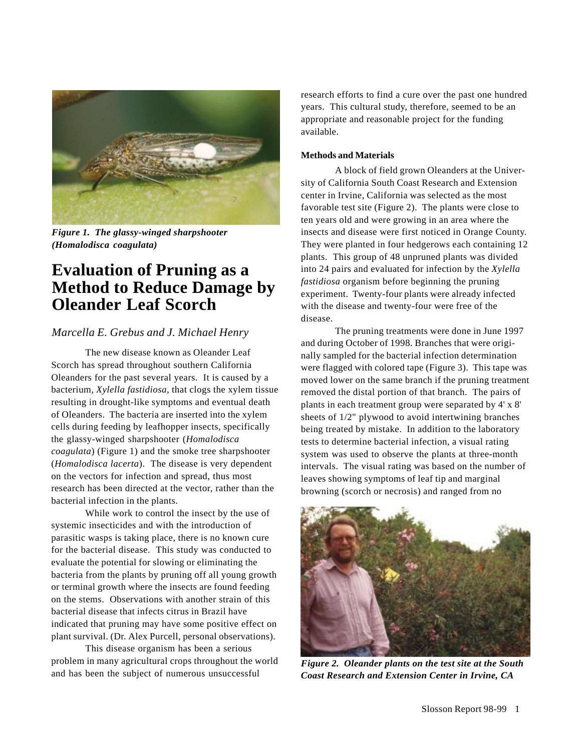Figure 1. *The glassy-winged sharpshooter (Homalodisca coagulata)*

# Evaluation of Pruning as a Method to Reduce Damage by Oleander Leaf Scorch

*Marcella E. Grebus and J. Michael Henry*

The new disease known as Oleander Leaf Scorch has spread throughout southern California Oleanders for the past several years. It is caused by a bacterium, *Xylella fastidiosa,* that clogs the xylem tissue resulting in drought-like symptoms and eventual death of Oleanders. The bacteria are inserted into the xylem cells during feeding by leafhopper insects, specifically the glassy-winged sharpshooter (*Homalodisca coagulata*) (Figure 1) and the smoke tree sharpshooter (*Homalodisca lacerta*). The disease is very dependent on the vectors for infection and spread, thus most research has been directed at the vector, rather than the bacterial infection in the plants.

While work to control the insect by the use of systemic insecticides and with the introduction of parasitic wasps is taking place, there is no known cure for the bacterial disease. This study was conducted to evaluate the potential for slowing or eliminating the bacteria from the plants by pruning off all young growth or terminal growth where the insects are found feeding on the stems. Observations with another strain of this bacterial disease that infects citrus in Brazil have indicated that pruning may have some positive effect on plant survival. (Dr. Alex Purcell, personal observations).

This disease organism has been a serious problem in many agricultural crops throughout the world and has been the subject of numerous unsuccessful research efforts to find a cure over the past one hundred years. This cultural study, therefore, seemed to be an appropriate and reasonable project for the funding available.

**Methods and Materials**

A block of field grown Oleanders at the University of California South Coast Research and Extension center in Irvine, California was selected as the most favorable test site (Figure 2). The plants were close to ten years old and were growing in an area where the insects and disease were first noticed in Orange County. They were planted in four hedgerows each containing 12 plants. This group of 48 unpruned plants was divided into 24 pairs and evaluated for infection by the *Xylella fastidiosa* organism before beginning the pruning experiment. Twenty-four plants were already infected with the disease and twenty-four were free of the disease.

The pruning treatments were done in June 1997 and during October of 1998. Branches that were originally sampled for the bacterial infection determination were flagged with colored tape (Figure 3). This tape was moved lower on the same branch if the pruning treatment removed the distal portion of that branch. The pairs of plants in each treatment group were separated by 4' x 8' sheets of 1/2" plywood to avoid intertwining branches being treated by mistake. In addition to the laboratory tests to determine bacterial infection, a visual rating system was used to observe the plants at three-month intervals. The visual rating was based on the number of leaves showing symptoms of leaf tip and marginal browning (scorch or necrosis) and ranged from no

*Figure 2. Oleander plants on the test site at the South Coast Research and Extension Center in Irvine, CA*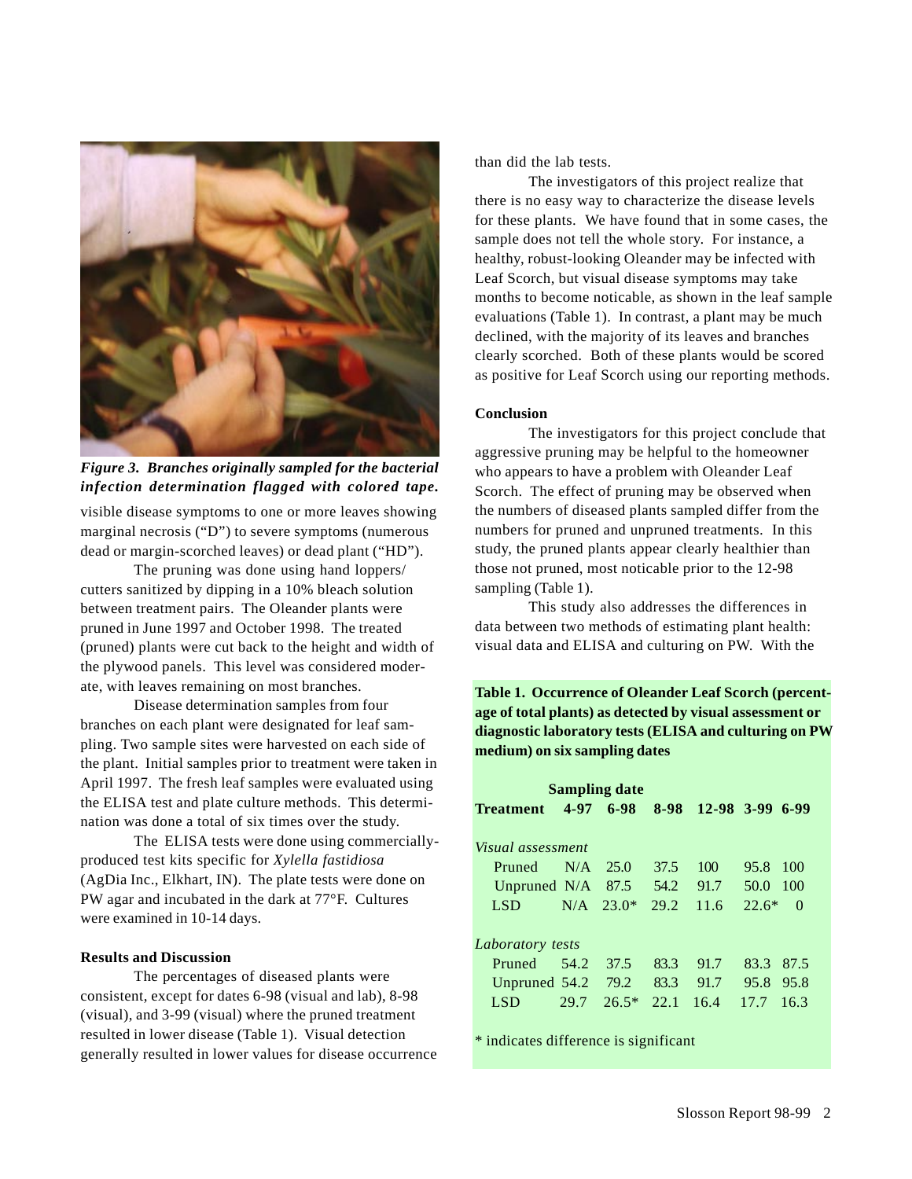*Figure 3. Branches originally sampled for the bacterial infection determination flagged with colored tape.*

visible disease symptoms to one or more leaves showing marginal necrosis ("D") to severe symptoms (numerous dead or margin-scorched leaves) or dead plant ("HD").

The pruning was done using hand loppers/ cutters sanitized by dipping in a 10% bleach solution between treatment pairs. The Oleander plants were pruned in June 1997 and October 1998. The treated (pruned) plants were cut back to the height and width of the plywood panels. This level was considered moderate, with leaves remaining on most branches.

Disease determination samples from four branches on each plant were designated for leaf sampling. Two sample sites were harvested on each side of the plant. Initial samples prior to treatment were taken in April 1997. The fresh leaf samples were evaluated using the ELISA test and plate culture methods. This determination was done a total of six times over the study.

The ELISA tests were done using commercially-produced test kits specific for *Xylella fastidiosa* (AgDia Inc., Elkhart, IN). The plate tests were done on PW agar and incubated in the dark at 77°F. Cultures were examined in 10-14 days.

**Results and Discussion**

The percentages of diseased plants were consistent, except for dates 6-98 (visual and lab), 8-98 (visual), and 3-99 (visual) where the pruned treatment resulted in lower disease (Table 1). Visual detection generally resulted in lower values for disease occurrence than did the lab tests.

The investigators of this project realize that there is no easy way to characterize the disease levels for these plants. We have found that in some cases, the sample does not tell the whole story. For instance, a healthy, robust-looking Oleander may be infected with Leaf Scorch, but visual disease symptoms may take months to become noticable, as shown in the leaf sample evaluations (Table 1). In contrast, a plant may be much declined, with the majority of its leaves and branches clearly scorched. Both of these plants would be scored as positive for Leaf Scorch using our reporting methods.

**Conclusion**

The investigators for this project conclude that aggressive pruning may be helpful to the homeowner who appears to have a problem with Oleander Leaf Scorch. The effect of pruning may be observed when the numbers of diseased plants sampled differ from the numbers for pruned and unpruned treatments. In this study, the pruned plants appear clearly healthier than those not pruned, most noticable prior to the 12-98 sampling (Table 1).

This study also addresses the differences in data between two methods of estimating plant health: visual data and ELISA and culturing on PW. With the

**Table 1. Occurrence of Oleander Leaf Scorch (percentage of total plants) as detected by visual assessment or diagnostic laboratory tests (ELISA and culturing on PW medium) on six sampling dates**

| | Sampling date | | | | | |
|---|---|---|---|---|---|---|
| **Treatment** | **4-97** | **6-98** | **8-98** | **12-98** | **3-99** | **6-99** |
| *Visual assessment* | | | | | | |
| Pruned | N/A | 25.0 | 37.5 | 100 | 95.8 | 100 |
| Unpruned | N/A | 87.5 | 54.2 | 91.7 | 50.0 | 100 |
| LSD | N/A | 23.0* | 29.2 | 11.6 | 22.6* | 0 |
| *Laboratory tests* | | | | | | |
| Pruned | 54.2 | 37.5 | 83.3 | 91.7 | 83.3 | 87.5 |
| Unpruned | 54.2 | 79.2 | 83.3 | 91.7 | 95.8 | 95.8 |
| LSD | 29.7 | 26.5* | 22.1 | 16.4 | 17.7 | 16.3 |

* indicates difference is significant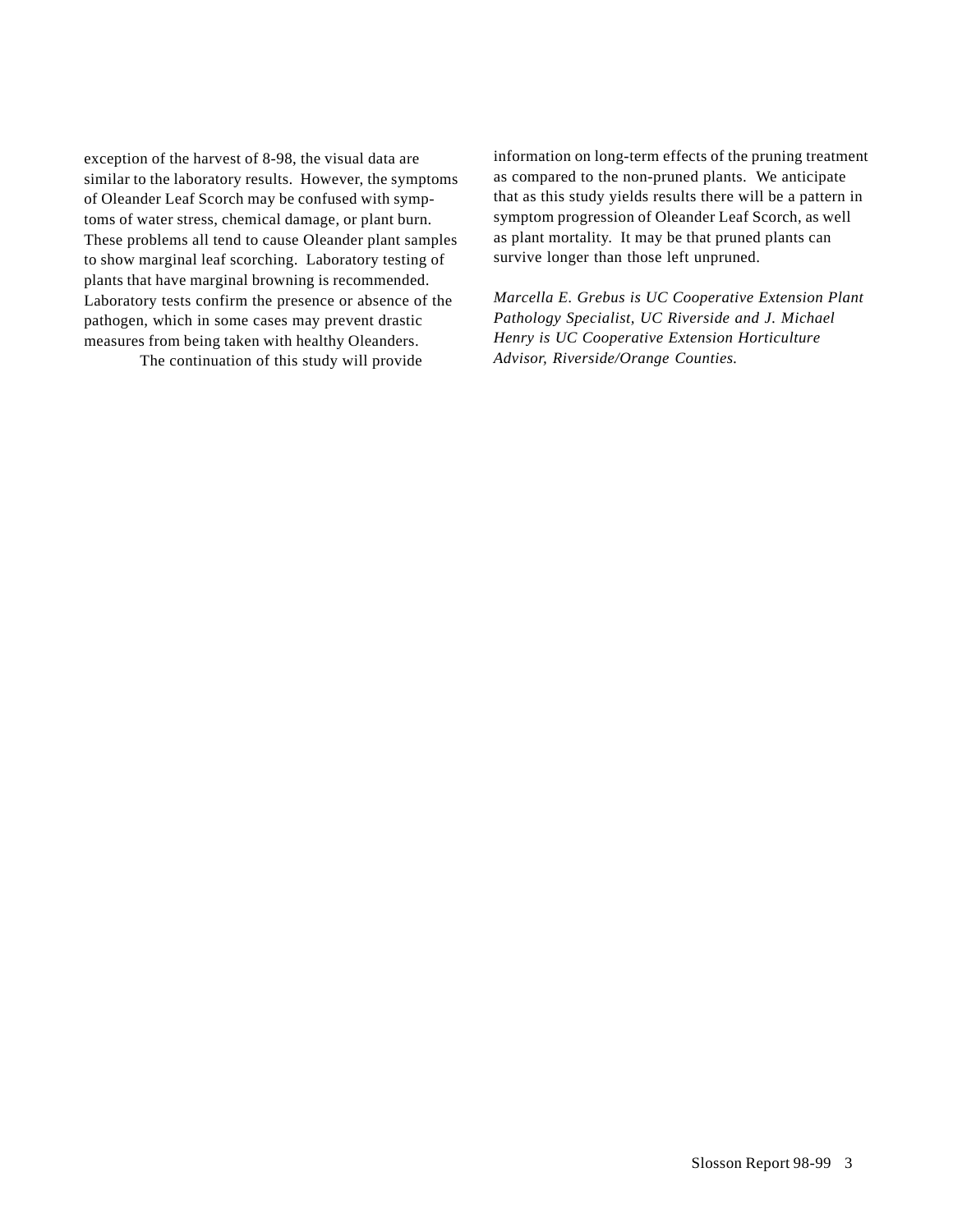exception of the harvest of 8-98, the visual data are similar to the laboratory results. However, the symptoms of Oleander Leaf Scorch may be confused with symptoms of water stress, chemical damage, or plant burn. These problems all tend to cause Oleander plant samples to show marginal leaf scorching. Laboratory testing of plants that have marginal browning is recommended. Laboratory tests confirm the presence or absence of the pathogen, which in some cases may prevent drastic measures from being taken with healthy Oleanders.

The continuation of this study will provide information on long-term effects of the pruning treatment as compared to the non-pruned plants. We anticipate that as this study yields results there will be a pattern in symptom progression of Oleander Leaf Scorch, as well as plant mortality. It may be that pruned plants can survive longer than those left unpruned.

*Marcella E. Grebus is UC Cooperative Extension Plant Pathology Specialist, UC Riverside and J. Michael Henry is UC Cooperative Extension Horticulture Advisor, Riverside/Orange Counties.*